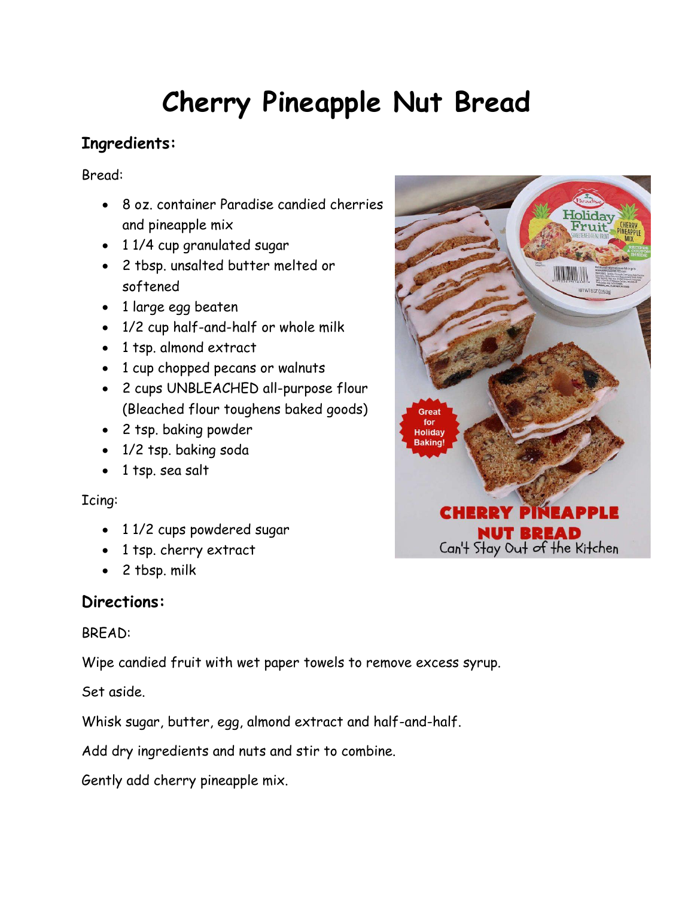# Cherry Pineapple Nut Bread

## Ingredients:

Bread:

- 8 oz. container Paradise candied cherries and pineapple mix
- 1 1/4 cup granulated sugar
- 2 tbsp. unsalted butter melted or softened
- 1 large egg beaten
- 1/2 cup half-and-half or whole milk
- 1 tsp. almond extract
- 1 cup chopped pecans or walnuts
- 2 cups UNBLEACHED all-purpose flour (Bleached flour toughens baked goods)
- 2 tsp. baking powder
- 1/2 tsp. baking soda
- 1 tsp. sea salt

Icing:

- 1 1/2 cups powdered sugar
- 1 tsp. cherry extract
- 2 tbsp. milk

## Directions:

BREAD:

Wipe candied fruit with wet paper towels to remove excess syrup.

Set aside.

Whisk sugar, butter, egg, almond extract and half-and-half.

Add dry ingredients and nuts and stir to combine.

Gently add cherry pineapple mix.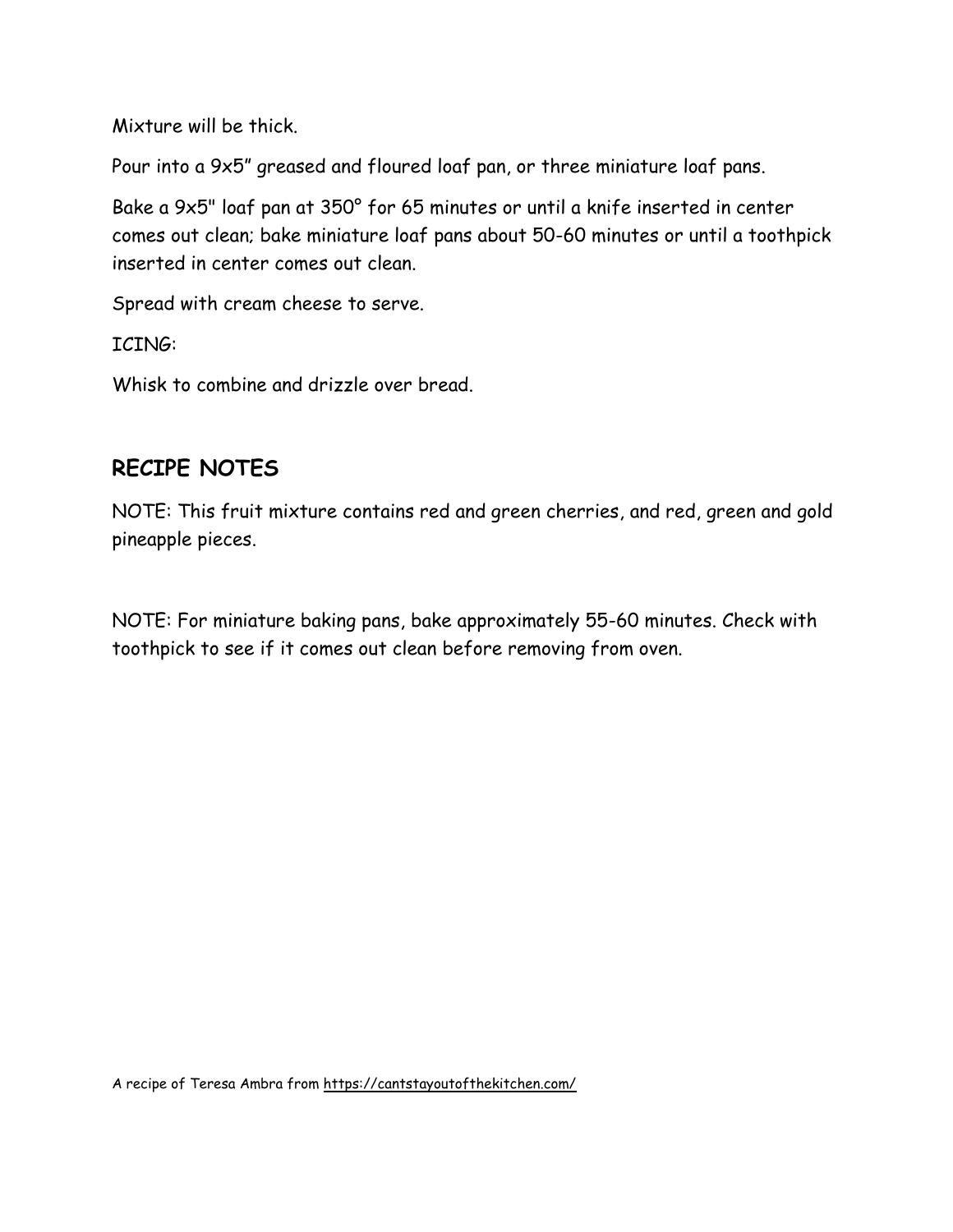Mixture will be thick.

Pour into a 9x5” greased and floured loaf pan, or three miniature loaf pans.

Bake a 9x5" loaf pan at 350° for 65 minutes or until a knife inserted in center comes out clean; bake miniature loaf pans about 50-60 minutes or until a toothpick inserted in center comes out clean.

Spread with cream cheese to serve.

ICING:

Whisk to combine and drizzle over bread.

## RECIPE NOTES

NOTE: This fruit mixture contains red and green cherries, and red, green and gold pineapple pieces.

NOTE: For miniature baking pans, bake approximately 55-60 minutes. Check with toothpick to see if it comes out clean before removing from oven.

A recipe of Teresa Ambra from https://cantstayoutofthekitchen.com/